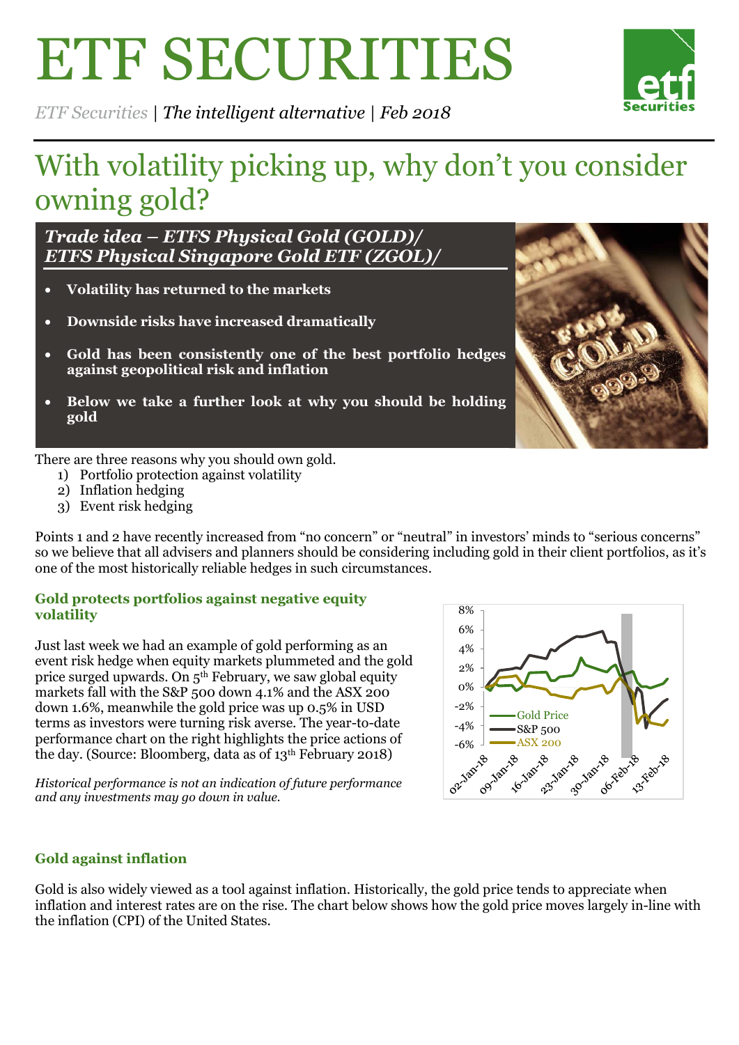# ETF SECURITIES

*ETF Securities | The intelligent alternative | Feb 2018*

# With volatility picking up, why don't you consider owning gold?

## *Trade idea – ETFS Physical Gold (GOLD)/ ETFS Physical Singapore Gold ETF (ZGOL)/*

- **Volatility has returned to the markets**
- **Downside risks have increased dramatically**
- **Gold has been consistently one of the best portfolio hedges against geopolitical risk and inflation**
- **Below we take a further look at why you should be holding gold**

There are three reasons why you should own gold.

1) Portfolio protection against volatility
2) Inflation hedging
3) Event risk hedging

Points 1 and 2 have recently increased from "no concern" or "neutral" in investors' minds to "serious concerns" so we believe that all advisers and planners should be considering including gold in their client portfolios, as it's one of the most historically reliable hedges in such circumstances.

### Gold protects portfolios against negative equity volatility

Just last week we had an example of gold performing as an event risk hedge when equity markets plummeted and the gold price surged upwards. On 5th February, we saw global equity markets fall with the S&P 500 down 4.1% and the ASX 200 down 1.6%, meanwhile the gold price was up 0.5% in USD terms as investors were turning risk averse. The year-to-date performance chart on the right highlights the price actions of the day. (Source: Bloomberg, data as of 13th February 2018)

8%
6%
4%
2%
0%
-2%
-4%
-6%
Gold Price
S&P 500
ASX 200
02-Jan-18
09-Jan-18
16-Jan-18
23-Jan-18
30-Jan-18
06-Feb-18
13-Feb-18

*Historical performance is not an indication of future performance and any investments may go down in value.*

### Gold against inflation

Gold is also widely viewed as a tool against inflation. Historically, the gold price tends to appreciate when inflation and interest rates are on the rise. The chart below shows how the gold price moves largely in-line with the inflation (CPI) of the United States.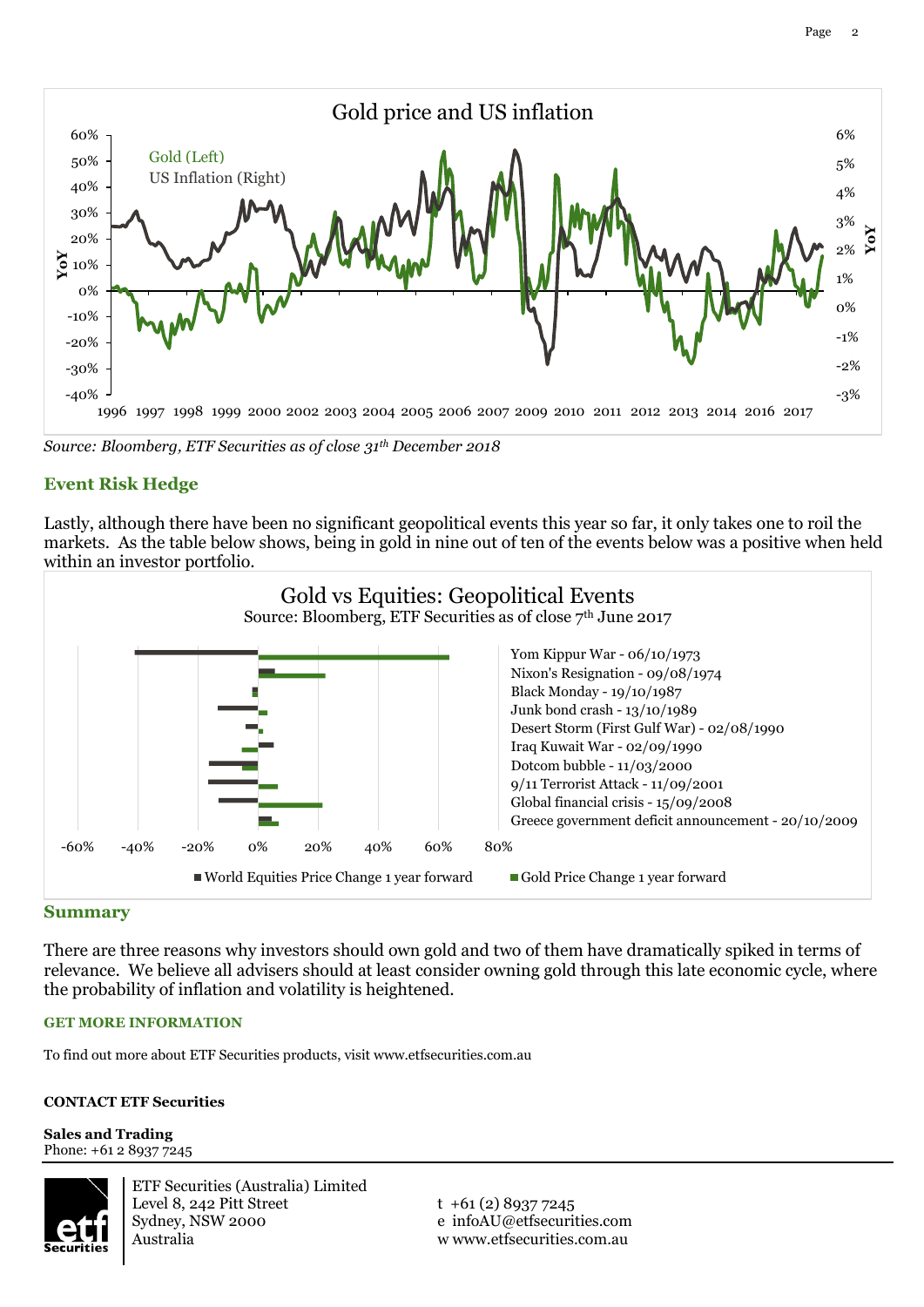Gold price and US inflation

Gold (Left)

US Inflation (Right)

60%
50%
40%
30%
20%
10%
0%
-10%
-20%
-30%
-40%

YoY

6%
5%
4%
3%
2%
1%
0%
-1%
-2%
-3%

YoY

1996 1997 1998 1999 2000 2002 2003 2004 2005 2006 2007 2009 2010 2011 2012 2013 2014 2016 2017

*Source: Bloomberg, ETF Securities as of close 31th December 2018*

## Event Risk Hedge

Lastly, although there have been no significant geopolitical events this year so far, it only takes one to roil the markets. As the table below shows, being in gold in nine out of ten of the events below was a positive when held within an investor portfolio.

Gold vs Equities: Geopolitical Events

Source: Bloomberg, ETF Securities as of close 7th June 2017

Yom Kippur War - 06/10/1973
Nixon's Resignation - 09/08/1974
Black Monday - 19/10/1987
Junk bond crash - 13/10/1989
Desert Storm (First Gulf War) - 02/08/1990
Iraq Kuwait War - 02/09/1990
Dotcom bubble - 11/03/2000
9/11 Terrorist Attack - 11/09/2001
Global financial crisis - 15/09/2008
Greece government deficit announcement - 20/10/2009

-60% -40% -20% 0% 20% 40% 60% 80%

World Equities Price Change 1 year forward

Gold Price Change 1 year forward

## Summary

There are three reasons why investors should own gold and two of them have dramatically spiked in terms of relevance. We believe all advisers should at least consider owning gold through this late economic cycle, where the probability of inflation and volatility is heightened.

**GET MORE INFORMATION**

To find out more about ETF Securities products, visit www.etfsecurities.com.au

**CONTACT ETF Securities**

**Sales and Trading**
Phone: +61 2 8937 7245

ETF Securities (Australia) Limited
Level 8, 242 Pitt Street
Sydney, NSW 2000
Australia

t +61 (2) 8937 7245
e infoAU@etfsecurities.com
w www.etfsecurities.com.au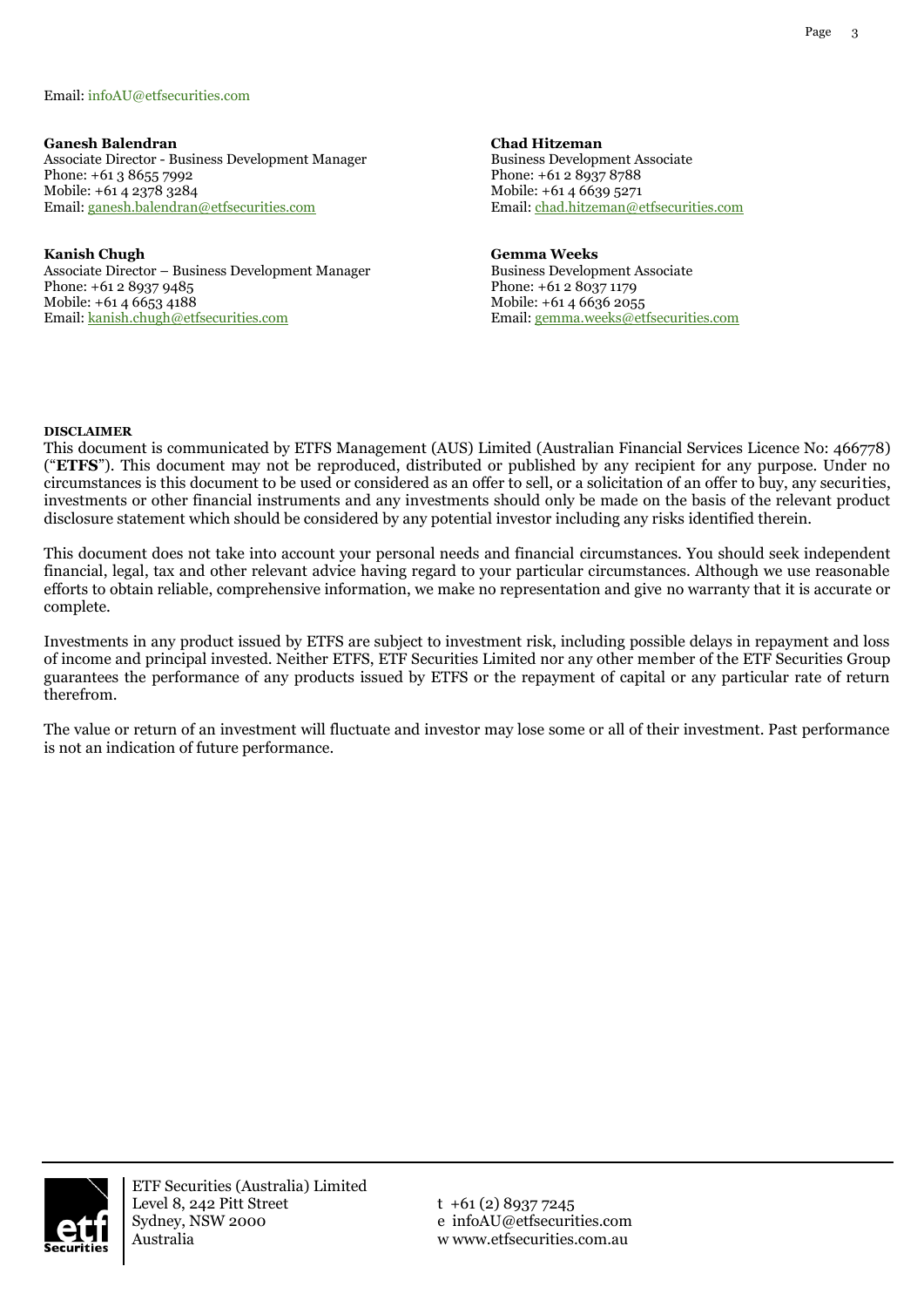Email: infoAU@etfsecurities.com

**Ganesh Balendran**
Associate Director - Business Development Manager
Phone: +61 3 8655 7992
Mobile: +61 4 2378 3284
Email: ganesh.balendran@etfsecurities.com

**Kanish Chugh**
Associate Director – Business Development Manager
Phone: +61 2 8937 9485
Mobile: +61 4 6653 4188
Email: kanish.chugh@etfsecurities.com

**Chad Hitzeman**
Business Development Associate
Phone: +61 2 8937 8788
Mobile: +61 4 6639 5271
Email: chad.hitzeman@etfsecurities.com

**Gemma Weeks**
Business Development Associate
Phone: +61 2 8037 1179
Mobile: +61 4 6636 2055
Email: gemma.weeks@etfsecurities.com

**DISCLAIMER**

This document is communicated by ETFS Management (AUS) Limited (Australian Financial Services Licence No: 466778) ("**ETFS**"). This document may not be reproduced, distributed or published by any recipient for any purpose. Under no circumstances is this document to be used or considered as an offer to sell, or a solicitation of an offer to buy, any securities, investments or other financial instruments and any investments should only be made on the basis of the relevant product disclosure statement which should be considered by any potential investor including any risks identified therein.

This document does not take into account your personal needs and financial circumstances. You should seek independent financial, legal, tax and other relevant advice having regard to your particular circumstances. Although we use reasonable efforts to obtain reliable, comprehensive information, we make no representation and give no warranty that it is accurate or complete.

Investments in any product issued by ETFS are subject to investment risk, including possible delays in repayment and loss of income and principal invested. Neither ETFS, ETF Securities Limited nor any other member of the ETF Securities Group guarantees the performance of any products issued by ETFS or the repayment of capital or any particular rate of return therefrom.

The value or return of an investment will fluctuate and investor may lose some or all of their investment. Past performance is not an indication of future performance.

ETF Securities (Australia) Limited
Level 8, 242 Pitt Street
Sydney, NSW 2000
Australia

t +61 (2) 8937 7245
e infoAU@etfsecurities.com
w www.etfsecurities.com.au